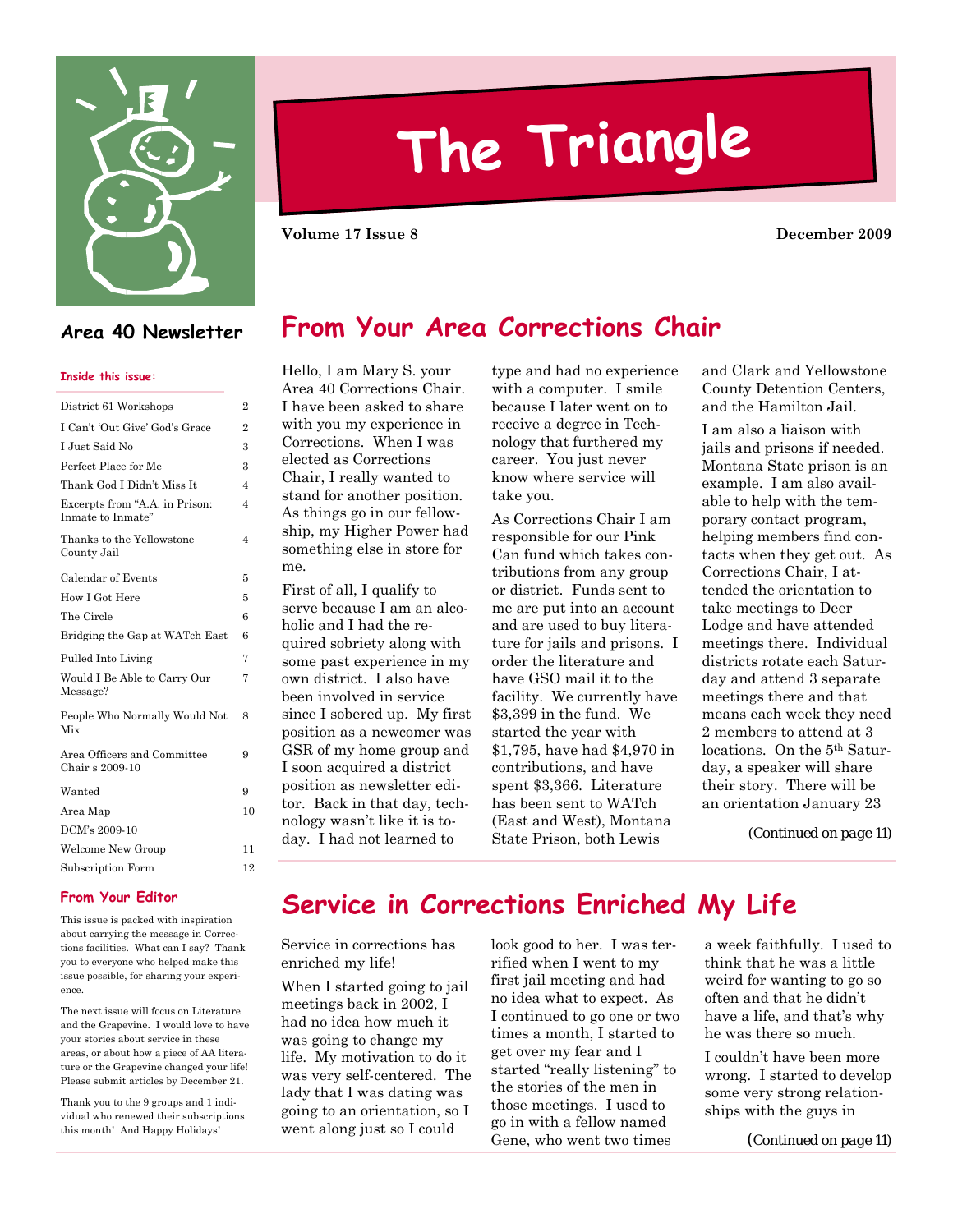# The Triangle

**Volume 17 Issue 8** **December 2009**

## Area 40 Newsletter

**Inside this issue:**

| | |
|---|---|
| District 61 Workshops | 2 |
| I Can't 'Out Give' God's Grace | 2 |
| I Just Said No | 3 |
| Perfect Place for Me | 3 |
| Thank God I Didn't Miss It | 4 |
| Excerpts from "A.A. in Prison: Inmate to Inmate" | 4 |
| Thanks to the Yellowstone County Jail | 4 |
| Calendar of Events | 5 |
| How I Got Here | 5 |
| The Circle | 6 |
| Bridging the Gap at WATch East | 6 |
| Pulled Into Living | 7 |
| Would I Be Able to Carry Our Message? | 7 |
| People Who Normally Would Not Mix | 8 |
| Area Officers and Committee Chair s 2009-10 | 9 |
| Wanted | 9 |
| Area Map | 10 |
| DCM's 2009-10 | |
| Welcome New Group | 11 |
| Subscription Form | 12 |

### From Your Editor

This issue is packed with inspiration about carrying the message in Corrections facilities. What can I say? Thank you to everyone who helped make this issue possible, for sharing your experience.

The next issue will focus on Literature and the Grapevine. I would love to have your stories about service in these areas, or about how a piece of AA literature or the Grapevine changed your life! Please submit articles by December 21.

Thank you to the 9 groups and 1 individual who renewed their subscriptions this month! And Happy Holidays!

## From Your Area Corrections Chair

Hello, I am Mary S. your Area 40 Corrections Chair. I have been asked to share with you my experience in Corrections. When I was elected as Corrections Chair, I really wanted to stand for another position. As things go in our fellowship, my Higher Power had something else in store for me.

First of all, I qualify to serve because I am an alcoholic and I had the required sobriety along with some past experience in my own district. I also have been involved in service since I sobered up. My first position as a newcomer was GSR of my home group and I soon acquired a district position as newsletter editor. Back in that day, technology wasn't like it is today. I had not learned to type and had no experience with a computer. I smile because I later went on to receive a degree in Technology that furthered my career. You just never know where service will take you.

As Corrections Chair I am responsible for our Pink Can fund which takes contributions from any group or district. Funds sent to me are put into an account and are used to buy literature for jails and prisons. I order the literature and have GSO mail it to the facility. We currently have $3,399 in the fund. We started the year with $1,795, have had $4,970 in contributions, and have spent $3,366. Literature has been sent to WATch (East and West), Montana State Prison, both Lewis and Clark and Yellowstone County Detention Centers, and the Hamilton Jail.

I am also a liaison with jails and prisons if needed. Montana State prison is an example. I am also available to help with the temporary contact program, helping members find contacts when they get out. As Corrections Chair, I attended the orientation to take meetings to Deer Lodge and have attended meetings there. Individual districts rotate each Saturday and attend 3 separate meetings there and that means each week they need 2 members to attend at 3 locations. On the 5th Saturday, a speaker will share their story. There will be an orientation January 23

(Continued on page 11)

## Service in Corrections Enriched My Life

Service in corrections has enriched my life!

When I started going to jail meetings back in 2002, I had no idea how much it was going to change my life. My motivation to do it was very self-centered. The lady that I was dating was going to an orientation, so I went along just so I could look good to her. I was terrified when I went to my first jail meeting and had no idea what to expect. As I continued to go one or two times a month, I started to get over my fear and I started "really listening" to the stories of the men in those meetings. I used to go in with a fellow named Gene, who went two times a week faithfully. I used to think that he was a little weird for wanting to go so often and that he didn't have a life, and that's why he was there so much.

I couldn't have been more wrong. I started to develop some very strong relationships with the guys in

(Continued on page 11)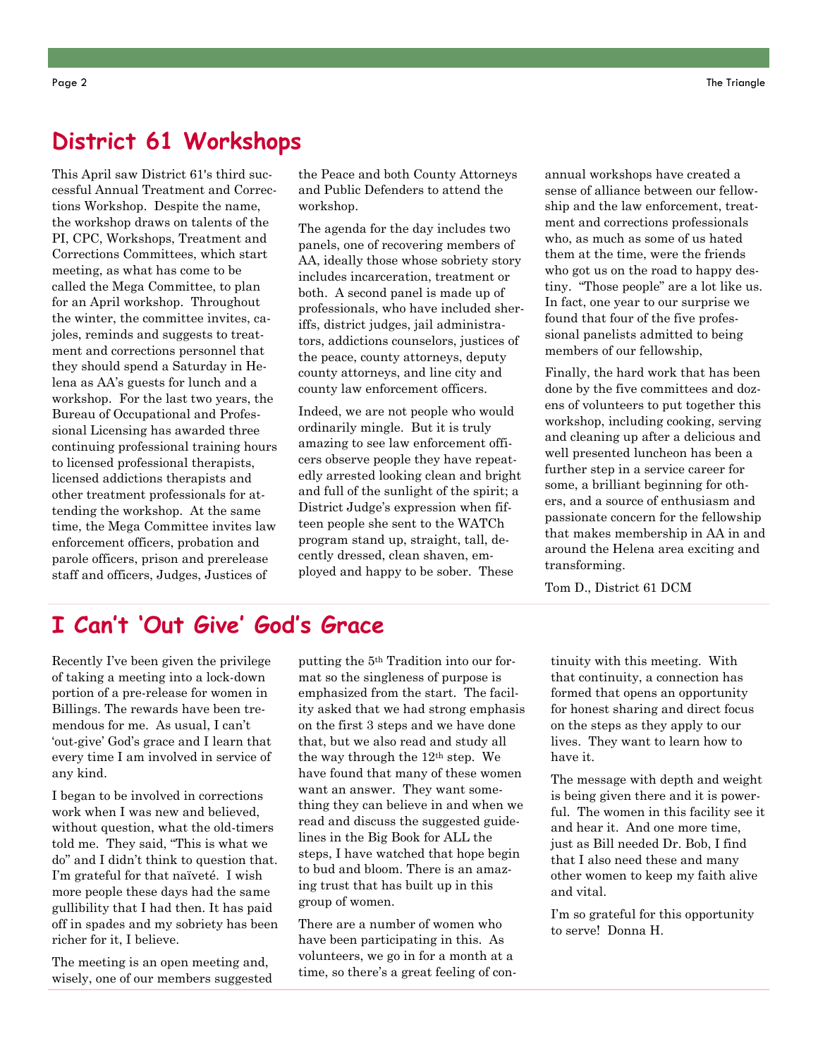## District 61 Workshops

This April saw District 61's third successful Annual Treatment and Corrections Workshop. Despite the name, the workshop draws on talents of the PI, CPC, Workshops, Treatment and Corrections Committees, which start meeting, as what has come to be called the Mega Committee, to plan for an April workshop. Throughout the winter, the committee invites, cajoles, reminds and suggests to treatment and corrections personnel that they should spend a Saturday in Helena as AA's guests for lunch and a workshop. For the last two years, the Bureau of Occupational and Professional Licensing has awarded three continuing professional training hours to licensed professional therapists, licensed addictions therapists and other treatment professionals for attending the workshop. At the same time, the Mega Committee invites law enforcement officers, probation and parole officers, prison and prerelease staff and officers, Judges, Justices of the Peace and both County Attorneys and Public Defenders to attend the workshop.

The agenda for the day includes two panels, one of recovering members of AA, ideally those whose sobriety story includes incarceration, treatment or both. A second panel is made up of professionals, who have included sheriffs, district judges, jail administrators, addictions counselors, justices of the peace, county attorneys, deputy county attorneys, and line city and county law enforcement officers.

Indeed, we are not people who would ordinarily mingle. But it is truly amazing to see law enforcement officers observe people they have repeatedly arrested looking clean and bright and full of the sunlight of the spirit; a District Judge's expression when fifteen people she sent to the WATCh program stand up, straight, tall, decently dressed, clean shaven, employed and happy to be sober. These annual workshops have created a sense of alliance between our fellowship and the law enforcement, treatment and corrections professionals who, as much as some of us hated them at the time, were the friends who got us on the road to happy destiny. "Those people" are a lot like us. In fact, one year to our surprise we found that four of the five professional panelists admitted to being members of our fellowship,

Finally, the hard work that has been done by the five committees and dozens of volunteers to put together this workshop, including cooking, serving and cleaning up after a delicious and well presented luncheon has been a further step in a service career for some, a brilliant beginning for others, and a source of enthusiasm and passionate concern for the fellowship that makes membership in AA in and around the Helena area exciting and transforming.

Tom D., District 61 DCM

## I Can't 'Out Give' God's Grace

Recently I've been given the privilege of taking a meeting into a lock-down portion of a pre-release for women in Billings. The rewards have been tremendous for me. As usual, I can't 'out-give' God's grace and I learn that every time I am involved in service of any kind.

I began to be involved in corrections work when I was new and believed, without question, what the old-timers told me. They said, "This is what we do" and I didn't think to question that. I'm grateful for that naïveté. I wish more people these days had the same gullibility that I had then. It has paid off in spades and my sobriety has been richer for it, I believe.

The meeting is an open meeting and, wisely, one of our members suggested putting the 5th Tradition into our format so the singleness of purpose is emphasized from the start. The facility asked that we had strong emphasis on the first 3 steps and we have done that, but we also read and study all the way through the 12th step. We have found that many of these women want an answer. They want something they can believe in and when we read and discuss the suggested guidelines in the Big Book for ALL the steps, I have watched that hope begin to bud and bloom. There is an amazing trust that has built up in this group of women.

There are a number of women who have been participating in this. As volunteers, we go in for a month at a time, so there's a great feeling of continuity with this meeting. With that continuity, a connection has formed that opens an opportunity for honest sharing and direct focus on the steps as they apply to our lives. They want to learn how to have it.

The message with depth and weight is being given there and it is powerful. The women in this facility see it and hear it. And one more time, just as Bill needed Dr. Bob, I find that I also need these and many other women to keep my faith alive and vital.

I'm so grateful for this opportunity to serve! Donna H.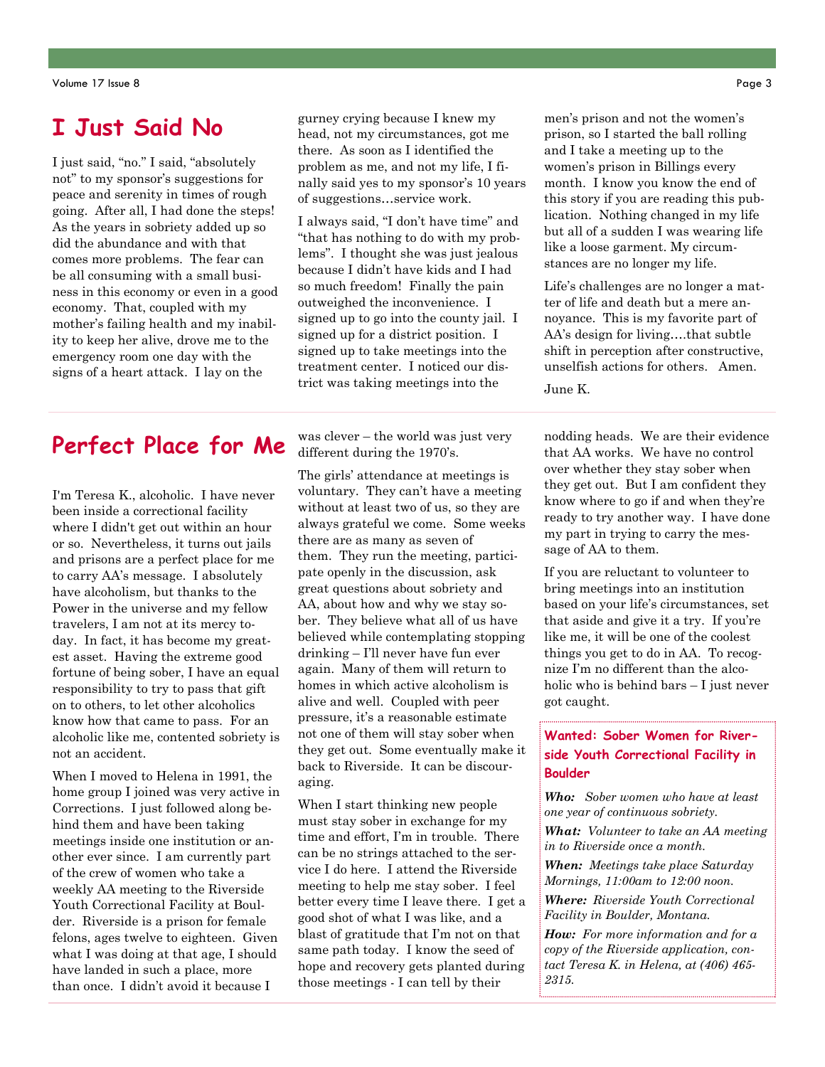## I Just Said No

I just said, "no." I said, "absolutely not" to my sponsor's suggestions for peace and serenity in times of rough going. After all, I had done the steps! As the years in sobriety added up so did the abundance and with that comes more problems. The fear can be all consuming with a small business in this economy or even in a good economy. That, coupled with my mother's failing health and my inability to keep her alive, drove me to the emergency room one day with the signs of a heart attack. I lay on the gurney crying because I knew my head, not my circumstances, got me there. As soon as I identified the problem as me, and not my life, I finally said yes to my sponsor's 10 years of suggestions…service work.

I always said, "I don't have time" and "that has nothing to do with my problems". I thought she was just jealous because I didn't have kids and I had so much freedom! Finally the pain outweighed the inconvenience. I signed up to go into the county jail. I signed up for a district position. I signed up to take meetings into the treatment center. I noticed our district was taking meetings into the men's prison and not the women's prison, so I started the ball rolling and I take a meeting up to the women's prison in Billings every month. I know you know the end of this story if you are reading this publication. Nothing changed in my life but all of a sudden I was wearing life like a loose garment. My circumstances are no longer my life.

Life's challenges are no longer a matter of life and death but a mere annoyance. This is my favorite part of AA's design for living….that subtle shift in perception after constructive, unselfish actions for others. Amen.

June K.

## Perfect Place for Me

I'm Teresa K., alcoholic. I have never been inside a correctional facility where I didn't get out within an hour or so. Nevertheless, it turns out jails and prisons are a perfect place for me to carry AA's message. I absolutely have alcoholism, but thanks to the Power in the universe and my fellow travelers, I am not at its mercy today. In fact, it has become my greatest asset. Having the extreme good fortune of being sober, I have an equal responsibility to try to pass that gift on to others, to let other alcoholics know how that came to pass. For an alcoholic like me, contented sobriety is not an accident.

When I moved to Helena in 1991, the home group I joined was very active in Corrections. I just followed along behind them and have been taking meetings inside one institution or another ever since. I am currently part of the crew of women who take a weekly AA meeting to the Riverside Youth Correctional Facility at Boulder. Riverside is a prison for female felons, ages twelve to eighteen. Given what I was doing at that age, I should have landed in such a place, more than once. I didn't avoid it because I was clever – the world was just very different during the 1970's.

The girls' attendance at meetings is voluntary. They can't have a meeting without at least two of us, so they are always grateful we come. Some weeks there are as many as seven of them. They run the meeting, participate openly in the discussion, ask great questions about sobriety and AA, about how and why we stay sober. They believe what all of us have believed while contemplating stopping drinking – I'll never have fun ever again. Many of them will return to homes in which active alcoholism is alive and well. Coupled with peer pressure, it's a reasonable estimate not one of them will stay sober when they get out. Some eventually make it back to Riverside. It can be discouraging.

When I start thinking new people must stay sober in exchange for my time and effort, I'm in trouble. There can be no strings attached to the service I do here. I attend the Riverside meeting to help me stay sober. I feel better every time I leave there. I get a good shot of what I was like, and a blast of gratitude that I'm not on that same path today. I know the seed of hope and recovery gets planted during those meetings - I can tell by their nodding heads. We are their evidence that AA works. We have no control over whether they stay sober when they get out. But I am confident they know where to go if and when they're ready to try another way. I have done my part in trying to carry the message of AA to them.

If you are reluctant to volunteer to bring meetings into an institution based on your life's circumstances, set that aside and give it a try. If you're like me, it will be one of the coolest things you get to do in AA. To recognize I'm no different than the alcoholic who is behind bars – I just never got caught.

### Wanted: Sober Women for Riverside Youth Correctional Facility in Boulder

***Who:*** *Sober women who have at least one year of continuous sobriety.*

***What:*** *Volunteer to take an AA meeting in to Riverside once a month.*

***When:*** *Meetings take place Saturday Mornings, 11:00am to 12:00 noon.*

***Where:*** *Riverside Youth Correctional Facility in Boulder, Montana.*

***How:*** *For more information and for a copy of the Riverside application, contact Teresa K. in Helena, at (406) 465-2315.*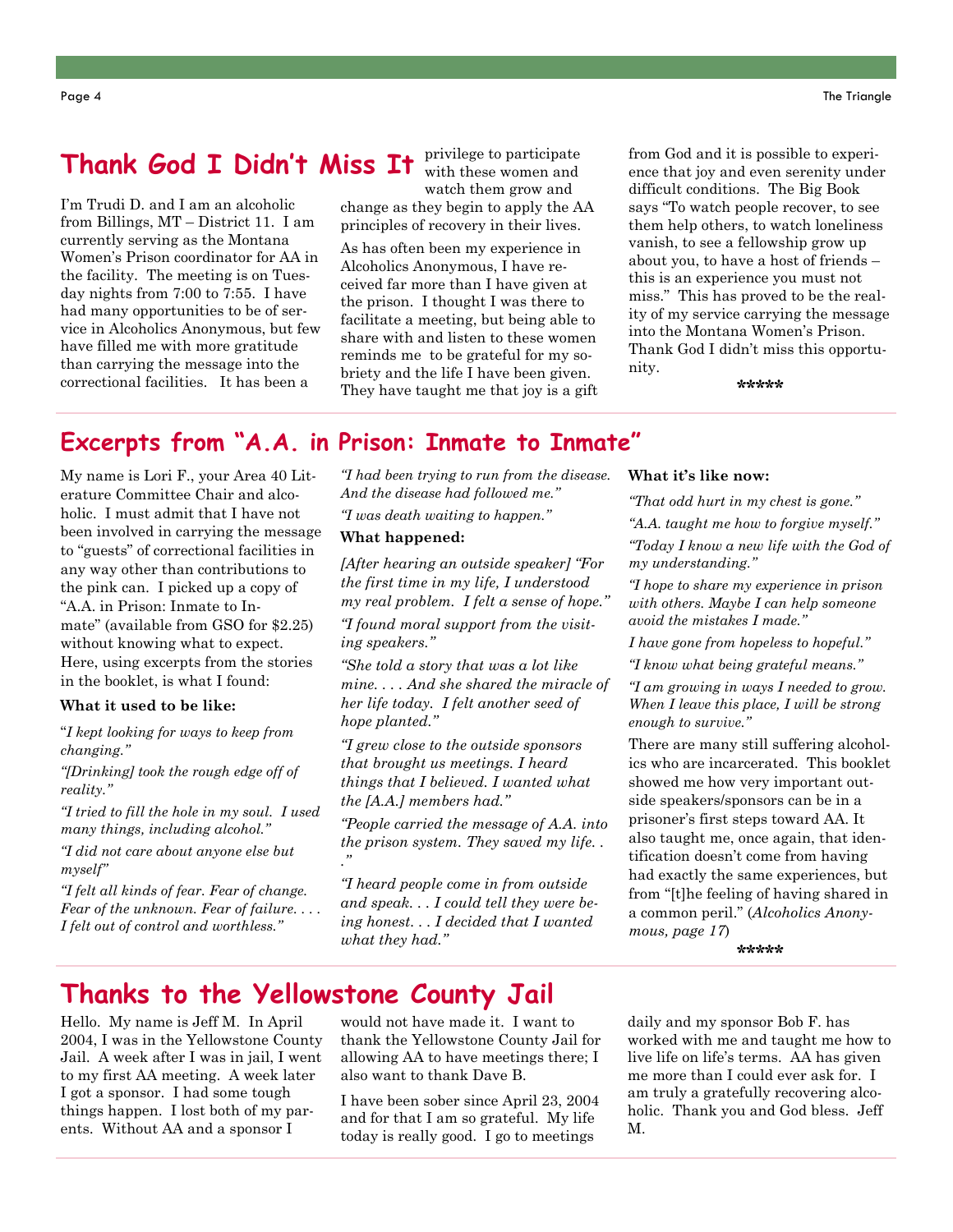## Thank God I Didn't Miss It

I'm Trudi D. and I am an alcoholic from Billings, MT – District 11. I am currently serving as the Montana Women's Prison coordinator for AA in the facility. The meeting is on Tuesday nights from 7:00 to 7:55. I have had many opportunities to be of service in Alcoholics Anonymous, but few have filled me with more gratitude than carrying the message into the correctional facilities. It has been a privilege to participate with these women and watch them grow and change as they begin to apply the AA principles of recovery in their lives.

As has often been my experience in Alcoholics Anonymous, I have received far more than I have given at the prison. I thought I was there to facilitate a meeting, but being able to share with and listen to these women reminds me to be grateful for my sobriety and the life I have been given. They have taught me that joy is a gift from God and it is possible to experience that joy and even serenity under difficult conditions. The Big Book says "To watch people recover, to see them help others, to watch loneliness vanish, to see a fellowship grow up about you, to have a host of friends – this is an experience you must not miss." This has proved to be the reality of my service carrying the message into the Montana Women's Prison. Thank God I didn't miss this opportunity.

*****

## Excerpts from "A.A. in Prison: Inmate to Inmate"

My name is Lori F., your Area 40 Literature Committee Chair and alcoholic. I must admit that I have not been involved in carrying the message to "guests" of correctional facilities in any way other than contributions to the pink can. I picked up a copy of "A.A. in Prison: Inmate to Inmate" (available from GSO for $2.25) without knowing what to expect. Here, using excerpts from the stories in the booklet, is what I found:

**What it used to be like:**

*"I kept looking for ways to keep from changing."*

*"[Drinking] took the rough edge off of reality."*

*"I tried to fill the hole in my soul. I used many things, including alcohol."*

*"I did not care about anyone else but myself"*

*"I felt all kinds of fear. Fear of change. Fear of the unknown. Fear of failure. . . . I felt out of control and worthless."*

*"I had been trying to run from the disease. And the disease had followed me."*

*"I was death waiting to happen."*

**What happened:**

*[After hearing an outside speaker] "For the first time in my life, I understood my real problem. I felt a sense of hope."*

*"I found moral support from the visiting speakers."*

*"She told a story that was a lot like mine. . . . And she shared the miracle of her life today. I felt another seed of hope planted."*

*"I grew close to the outside sponsors that brought us meetings. I heard things that I believed. I wanted what the [A.A.] members had."*

*"People carried the message of A.A. into the prison system. They saved my life. . ."*

*"I heard people come in from outside and speak. . . I could tell they were being honest. . . I decided that I wanted what they had."*

**What it's like now:**

*"That odd hurt in my chest is gone."*

*"A.A. taught me how to forgive myself."*

*"Today I know a new life with the God of my understanding."*

*"I hope to share my experience in prison with others. Maybe I can help someone avoid the mistakes I made."*

*I have gone from hopeless to hopeful."*

*"I know what being grateful means."*

*"I am growing in ways I needed to grow. When I leave this place, I will be strong enough to survive."*

There are many still suffering alcoholics who are incarcerated. This booklet showed me how very important outside speakers/sponsors can be in a prisoner's first steps toward AA. It also taught me, once again, that identification doesn't come from having had exactly the same experiences, but from "[t]he feeling of having shared in a common peril." (*Alcoholics Anonymous, page 17*)

*****

## Thanks to the Yellowstone County Jail

Hello. My name is Jeff M. In April 2004, I was in the Yellowstone County Jail. A week after I was in jail, I went to my first AA meeting. A week later I got a sponsor. I had some tough things happen. I lost both of my parents. Without AA and a sponsor I would not have made it. I want to thank the Yellowstone County Jail for allowing AA to have meetings there; I also want to thank Dave B.

I have been sober since April 23, 2004 and for that I am so grateful. My life today is really good. I go to meetings daily and my sponsor Bob F. has worked with me and taught me how to live life on life's terms. AA has given me more than I could ever ask for. I am truly a gratefully recovering alcoholic. Thank you and God bless. Jeff M.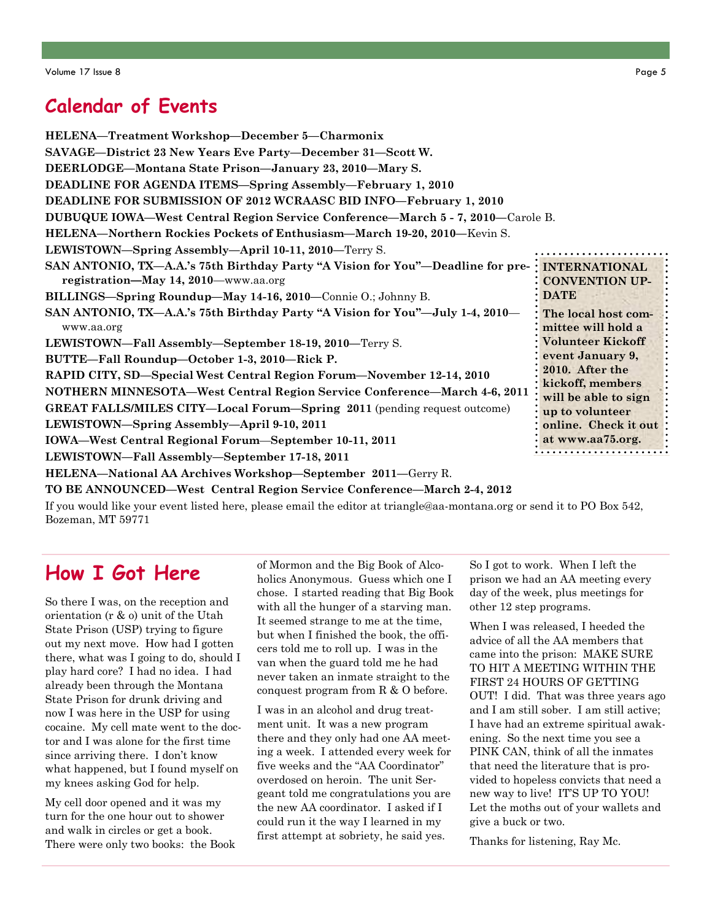## Calendar of Events

**HELENA—Treatment Workshop—December 5—Charmonix**

**SAVAGE—District 23 New Years Eve Party—December 31—Scott W.**

**DEERLODGE—Montana State Prison—January 23, 2010—Mary S.**

**DEADLINE FOR AGENDA ITEMS—Spring Assembly—February 1, 2010**

**DEADLINE FOR SUBMISSION OF 2012 WCRAASC BID INFO—February 1, 2010**

**DUBUQUE IOWA—West Central Region Service Conference—March 5 - 7, 2010—**Carole B.

**HELENA—Northern Rockies Pockets of Enthusiasm—March 19-20, 2010—**Kevin S.

**LEWISTOWN—Spring Assembly—April 10-11, 2010—**Terry S.

**SAN ANTONIO, TX—A.A.'s 75th Birthday Party "A Vision for You"—Deadline for pre-registration—May 14, 2010—**www.aa.org

**BILLINGS—Spring Roundup—May 14-16, 2010—**Connie O.; Johnny B.

**SAN ANTONIO, TX—A.A.'s 75th Birthday Party "A Vision for You"—July 1-4, 2010—** www.aa.org

**LEWISTOWN—Fall Assembly—September 18-19, 2010—**Terry S.

**BUTTE—Fall Roundup—October 1-3, 2010—Rick P.**

**RAPID CITY, SD—Special West Central Region Forum—November 12-14, 2010**

**NOTHERN MINNESOTA—West Central Region Service Conference—March 4-6, 2011**

**GREAT FALLS/MILES CITY—Local Forum—Spring 2011** (pending request outcome)

**LEWISTOWN—Spring Assembly—April 9-10, 2011**

**IOWA—West Central Regional Forum—September 10-11, 2011**

**LEWISTOWN—Fall Assembly—September 17-18, 2011**

**HELENA—National AA Archives Workshop—September 2011—**Gerry R.

**TO BE ANNOUNCED—West Central Region Service Conference—March 2-4, 2012**

If you would like your event listed here, please email the editor at triangle@aa-montana.org or send it to PO Box 542, Bozeman, MT 59771

**INTERNATIONAL CONVENTION UPDATE**

**The local host committee will hold a Volunteer Kickoff event January 9, 2010. After the kickoff, members will be able to sign up to volunteer online. Check it out at www.aa75.org.**

## How I Got Here

So there I was, on the reception and orientation (r & o) unit of the Utah State Prison (USP) trying to figure out my next move. How had I gotten there, what was I going to do, should I play hard core? I had no idea. I had already been through the Montana State Prison for drunk driving and now I was here in the USP for using cocaine. My cell mate went to the doctor and I was alone for the first time since arriving there. I don't know what happened, but I found myself on my knees asking God for help.

My cell door opened and it was my turn for the one hour out to shower and walk in circles or get a book. There were only two books: the Book of Mormon and the Big Book of Alcoholics Anonymous. Guess which one I chose. I started reading that Big Book with all the hunger of a starving man. It seemed strange to me at the time, but when I finished the book, the officers told me to roll up. I was in the van when the guard told me he had never taken an inmate straight to the conquest program from R & O before.

I was in an alcohol and drug treatment unit. It was a new program there and they only had one AA meeting a week. I attended every week for five weeks and the "AA Coordinator" overdosed on heroin. The unit Sergeant told me congratulations you are the new AA coordinator. I asked if I could run it the way I learned in my first attempt at sobriety, he said yes.

So I got to work. When I left the prison we had an AA meeting every day of the week, plus meetings for other 12 step programs.

When I was released, I heeded the advice of all the AA members that came into the prison: MAKE SURE TO HIT A MEETING WITHIN THE FIRST 24 HOURS OF GETTING OUT! I did. That was three years ago and I am still sober. I am still active; I have had an extreme spiritual awakening. So the next time you see a PINK CAN, think of all the inmates that need the literature that is provided to hopeless convicts that need a new way to live! IT'S UP TO YOU! Let the moths out of your wallets and give a buck or two.

Thanks for listening, Ray Mc.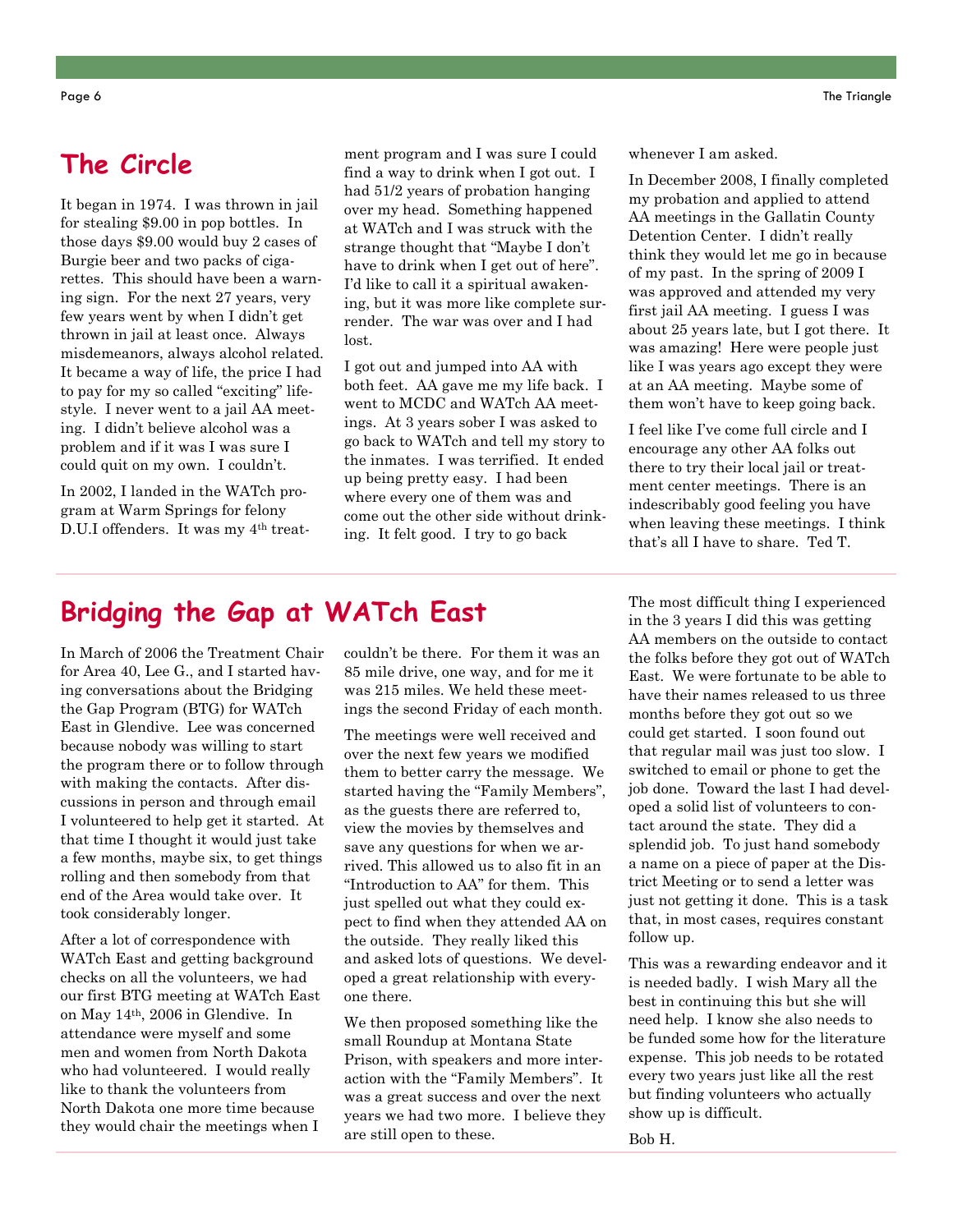## The Circle

It began in 1974. I was thrown in jail for stealing $9.00 in pop bottles. In those days $9.00 would buy 2 cases of Burgie beer and two packs of cigarettes. This should have been a warning sign. For the next 27 years, very few years went by when I didn't get thrown in jail at least once. Always misdemeanors, always alcohol related. It became a way of life, the price I had to pay for my so called "exciting" lifestyle. I never went to a jail AA meeting. I didn't believe alcohol was a problem and if it was I was sure I could quit on my own. I couldn't.

In 2002, I landed in the WATch program at Warm Springs for felony D.U.I offenders. It was my 4th treatment program and I was sure I could find a way to drink when I got out. I had 51/2 years of probation hanging over my head. Something happened at WATch and I was struck with the strange thought that "Maybe I don't have to drink when I get out of here". I'd like to call it a spiritual awakening, but it was more like complete surrender. The war was over and I had lost.

I got out and jumped into AA with both feet. AA gave me my life back. I went to MCDC and WATch AA meetings. At 3 years sober I was asked to go back to WATch and tell my story to the inmates. I was terrified. It ended up being pretty easy. I had been where every one of them was and come out the other side without drinking. It felt good. I try to go back whenever I am asked.

In December 2008, I finally completed my probation and applied to attend AA meetings in the Gallatin County Detention Center. I didn't really think they would let me go in because of my past. In the spring of 2009 I was approved and attended my very first jail AA meeting. I guess I was about 25 years late, but I got there. It was amazing! Here were people just like I was years ago except they were at an AA meeting. Maybe some of them won't have to keep going back.

I feel like I've come full circle and I encourage any other AA folks out there to try their local jail or treatment center meetings. There is an indescribably good feeling you have when leaving these meetings. I think that's all I have to share. Ted T.

## Bridging the Gap at WATch East

In March of 2006 the Treatment Chair for Area 40, Lee G., and I started having conversations about the Bridging the Gap Program (BTG) for WATch East in Glendive. Lee was concerned because nobody was willing to start the program there or to follow through with making the contacts. After discussions in person and through email I volunteered to help get it started. At that time I thought it would just take a few months, maybe six, to get things rolling and then somebody from that end of the Area would take over. It took considerably longer.

After a lot of correspondence with WATch East and getting background checks on all the volunteers, we had our first BTG meeting at WATch East on May 14th, 2006 in Glendive. In attendance were myself and some men and women from North Dakota who had volunteered. I would really like to thank the volunteers from North Dakota one more time because they would chair the meetings when I couldn't be there. For them it was an 85 mile drive, one way, and for me it was 215 miles. We held these meetings the second Friday of each month.

The meetings were well received and over the next few years we modified them to better carry the message. We started having the "Family Members", as the guests there are referred to, view the movies by themselves and save any questions for when we arrived. This allowed us to also fit in an "Introduction to AA" for them. This just spelled out what they could expect to find when they attended AA on the outside. They really liked this and asked lots of questions. We developed a great relationship with everyone there.

We then proposed something like the small Roundup at Montana State Prison, with speakers and more interaction with the "Family Members". It was a great success and over the next years we had two more. I believe they are still open to these.

The most difficult thing I experienced in the 3 years I did this was getting AA members on the outside to contact the folks before they got out of WATch East. We were fortunate to be able to have their names released to us three months before they got out so we could get started. I soon found out that regular mail was just too slow. I switched to email or phone to get the job done. Toward the last I had developed a solid list of volunteers to contact around the state. They did a splendid job. To just hand somebody a name on a piece of paper at the District Meeting or to send a letter was just not getting it done. This is a task that, in most cases, requires constant follow up.

This was a rewarding endeavor and it is needed badly. I wish Mary all the best in continuing this but she will need help. I know she also needs to be funded some how for the literature expense. This job needs to be rotated every two years just like all the rest but finding volunteers who actually show up is difficult.

Bob H.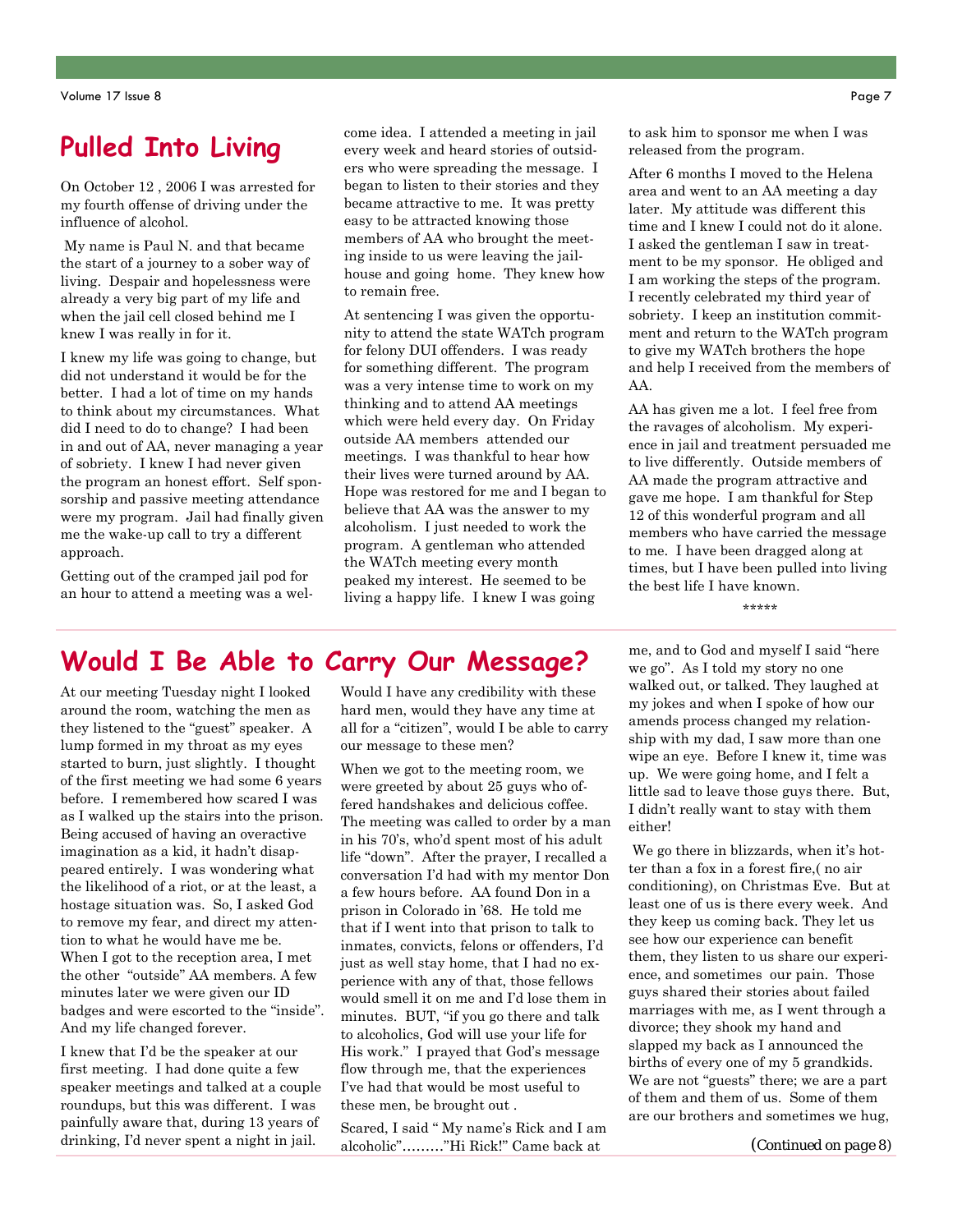## Pulled Into Living

On October 12 , 2006 I was arrested for my fourth offense of driving under the influence of alcohol.

My name is Paul N. and that became the start of a journey to a sober way of living. Despair and hopelessness were already a very big part of my life and when the jail cell closed behind me I knew I was really in for it.

I knew my life was going to change, but did not understand it would be for the better. I had a lot of time on my hands to think about my circumstances. What did I need to do to change? I had been in and out of AA, never managing a year of sobriety. I knew I had never given the program an honest effort. Self sponsorship and passive meeting attendance were my program. Jail had finally given me the wake-up call to try a different approach.

Getting out of the cramped jail pod for an hour to attend a meeting was a welcome idea. I attended a meeting in jail every week and heard stories of outsiders who were spreading the message. I began to listen to their stories and they became attractive to me. It was pretty easy to be attracted knowing those members of AA who brought the meeting inside to us were leaving the jailhouse and going home. They knew how to remain free.

At sentencing I was given the opportunity to attend the state WATch program for felony DUI offenders. I was ready for something different. The program was a very intense time to work on my thinking and to attend AA meetings which were held every day. On Friday outside AA members attended our meetings. I was thankful to hear how their lives were turned around by AA. Hope was restored for me and I began to believe that AA was the answer to my alcoholism. I just needed to work the program. A gentleman who attended the WATch meeting every month peaked my interest. He seemed to be living a happy life. I knew I was going to ask him to sponsor me when I was released from the program.

After 6 months I moved to the Helena area and went to an AA meeting a day later. My attitude was different this time and I knew I could not do it alone. I asked the gentleman I saw in treatment to be my sponsor. He obliged and I am working the steps of the program. I recently celebrated my third year of sobriety. I keep an institution commitment and return to the WATch program to give my WATch brothers the hope and help I received from the members of AA.

AA has given me a lot. I feel free from the ravages of alcoholism. My experience in jail and treatment persuaded me to live differently. Outside members of AA made the program attractive and gave me hope. I am thankful for Step 12 of this wonderful program and all members who have carried the message to me. I have been dragged along at times, but I have been pulled into living the best life I have known.

*****

## Would I Be Able to Carry Our Message?

At our meeting Tuesday night I looked around the room, watching the men as they listened to the "guest" speaker. A lump formed in my throat as my eyes started to burn, just slightly. I thought of the first meeting we had some 6 years before. I remembered how scared I was as I walked up the stairs into the prison. Being accused of having an overactive imagination as a kid, it hadn't disappeared entirely. I was wondering what the likelihood of a riot, or at the least, a hostage situation was. So, I asked God to remove my fear, and direct my attention to what he would have me be. When I got to the reception area, I met the other "outside" AA members. A few minutes later we were given our ID badges and were escorted to the "inside". And my life changed forever.

I knew that I'd be the speaker at our first meeting. I had done quite a few speaker meetings and talked at a couple roundups, but this was different. I was painfully aware that, during 13 years of drinking, I'd never spent a night in jail. Would I have any credibility with these hard men, would they have any time at all for a "citizen", would I be able to carry our message to these men?

When we got to the meeting room, we were greeted by about 25 guys who offered handshakes and delicious coffee. The meeting was called to order by a man in his 70's, who'd spent most of his adult life "down". After the prayer, I recalled a conversation I'd had with my mentor Don a few hours before. AA found Don in a prison in Colorado in '68. He told me that if I went into that prison to talk to inmates, convicts, felons or offenders, I'd just as well stay home, that I had no experience with any of that, those fellows would smell it on me and I'd lose them in minutes. BUT, "if you go there and talk to alcoholics, God will use your life for His work." I prayed that God's message flow through me, that the experiences I've had that would be most useful to these men, be brought out .

Scared, I said " My name's Rick and I am alcoholic"………"Hi Rick!" Came back at me, and to God and myself I said "here we go". As I told my story no one walked out, or talked. They laughed at my jokes and when I spoke of how our amends process changed my relationship with my dad, I saw more than one wipe an eye. Before I knew it, time was up. We were going home, and I felt a little sad to leave those guys there. But, I didn't really want to stay with them either!

We go there in blizzards, when it's hotter than a fox in a forest fire,( no air conditioning), on Christmas Eve. But at least one of us is there every week. And they keep us coming back. They let us see how our experience can benefit them, they listen to us share our experience, and sometimes our pain. Those guys shared their stories about failed marriages with me, as I went through a divorce; they shook my hand and slapped my back as I announced the births of every one of my 5 grandkids. We are not "guests" there; we are a part of them and them of us. Some of them are our brothers and sometimes we hug,

(Continued on page 8)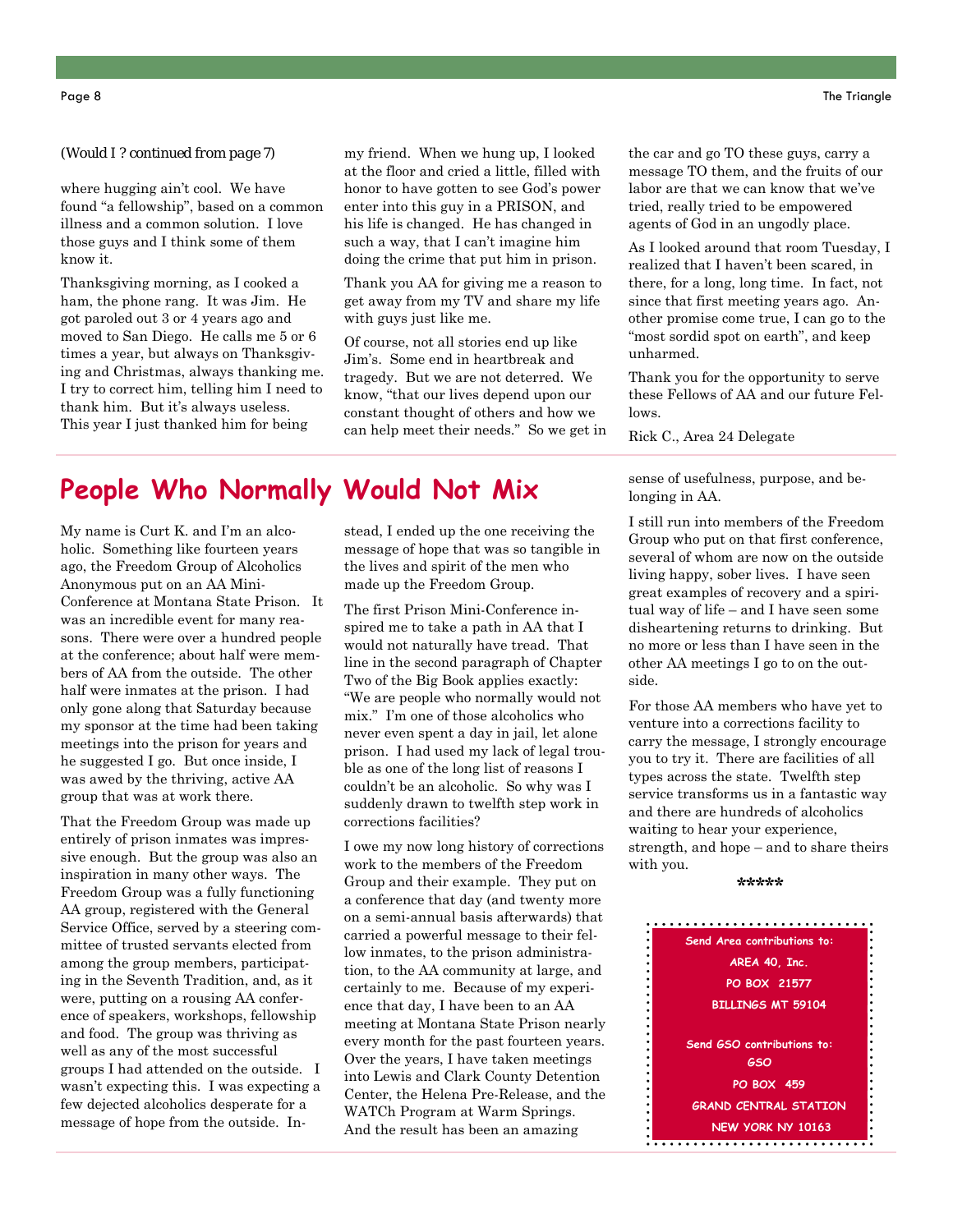(Would I ? continued from page 7)

where hugging ain't cool. We have found "a fellowship", based on a common illness and a common solution. I love those guys and I think some of them know it.

Thanksgiving morning, as I cooked a ham, the phone rang. It was Jim. He got paroled out 3 or 4 years ago and moved to San Diego. He calls me 5 or 6 times a year, but always on Thanksgiving and Christmas, always thanking me. I try to correct him, telling him I need to thank him. But it's always useless. This year I just thanked him for being my friend. When we hung up, I looked at the floor and cried a little, filled with honor to have gotten to see God's power enter into this guy in a PRISON, and his life is changed. He has changed in such a way, that I can't imagine him doing the crime that put him in prison.

Thank you AA for giving me a reason to get away from my TV and share my life with guys just like me.

Of course, not all stories end up like Jim's. Some end in heartbreak and tragedy. But we are not deterred. We know, "that our lives depend upon our constant thought of others and how we can help meet their needs." So we get in the car and go TO these guys, carry a message TO them, and the fruits of our labor are that we can know that we've tried, really tried to be empowered agents of God in an ungodly place.

As I looked around that room Tuesday, I realized that I haven't been scared, in there, for a long, long time. In fact, not since that first meeting years ago. Another promise come true, I can go to the "most sordid spot on earth", and keep unharmed.

Thank you for the opportunity to serve these Fellows of AA and our future Fellows.

Rick C., Area 24 Delegate

## People Who Normally Would Not Mix

My name is Curt K. and I'm an alcoholic. Something like fourteen years ago, the Freedom Group of Alcoholics Anonymous put on an AA Mini-Conference at Montana State Prison. It was an incredible event for many reasons. There were over a hundred people at the conference; about half were members of AA from the outside. The other half were inmates at the prison. I had only gone along that Saturday because my sponsor at the time had been taking meetings into the prison for years and he suggested I go. But once inside, I was awed by the thriving, active AA group that was at work there.

That the Freedom Group was made up entirely of prison inmates was impressive enough. But the group was also an inspiration in many other ways. The Freedom Group was a fully functioning AA group, registered with the General Service Office, served by a steering committee of trusted servants elected from among the group members, participating in the Seventh Tradition, and, as it were, putting on a rousing AA conference of speakers, workshops, fellowship and food. The group was thriving as well as any of the most successful groups I had attended on the outside. I wasn't expecting this. I was expecting a few dejected alcoholics desperate for a message of hope from the outside. Instead, I ended up the one receiving the message of hope that was so tangible in the lives and spirit of the men who made up the Freedom Group.

The first Prison Mini-Conference inspired me to take a path in AA that I would not naturally have tread. That line in the second paragraph of Chapter Two of the Big Book applies exactly: "We are people who normally would not mix." I'm one of those alcoholics who never even spent a day in jail, let alone prison. I had used my lack of legal trouble as one of the long list of reasons I couldn't be an alcoholic. So why was I suddenly drawn to twelfth step work in corrections facilities?

I owe my now long history of corrections work to the members of the Freedom Group and their example. They put on a conference that day (and twenty more on a semi-annual basis afterwards) that carried a powerful message to their fellow inmates, to the prison administration, to the AA community at large, and certainly to me. Because of my experience that day, I have been to an AA meeting at Montana State Prison nearly every month for the past fourteen years. Over the years, I have taken meetings into Lewis and Clark County Detention Center, the Helena Pre-Release, and the WATCh Program at Warm Springs. And the result has been an amazing sense of usefulness, purpose, and belonging in AA.

I still run into members of the Freedom Group who put on that first conference, several of whom are now on the outside living happy, sober lives. I have seen great examples of recovery and a spiritual way of life – and I have seen some disheartening returns to drinking. But no more or less than I have seen in the other AA meetings I go to on the outside.

For those AA members who have yet to venture into a corrections facility to carry the message, I strongly encourage you to try it. There are facilities of all types across the state. Twelfth step service transforms us in a fantastic way and there are hundreds of alcoholics waiting to hear your experience, strength, and hope – and to share theirs with you.

*****

**Send Area contributions to:**
**AREA 40, Inc.**
**PO BOX 21577**
**BILLINGS MT 59104**

**Send GSO contributions to:**
**GSO**
**PO BOX 459**
**GRAND CENTRAL STATION**
**NEW YORK NY 10163**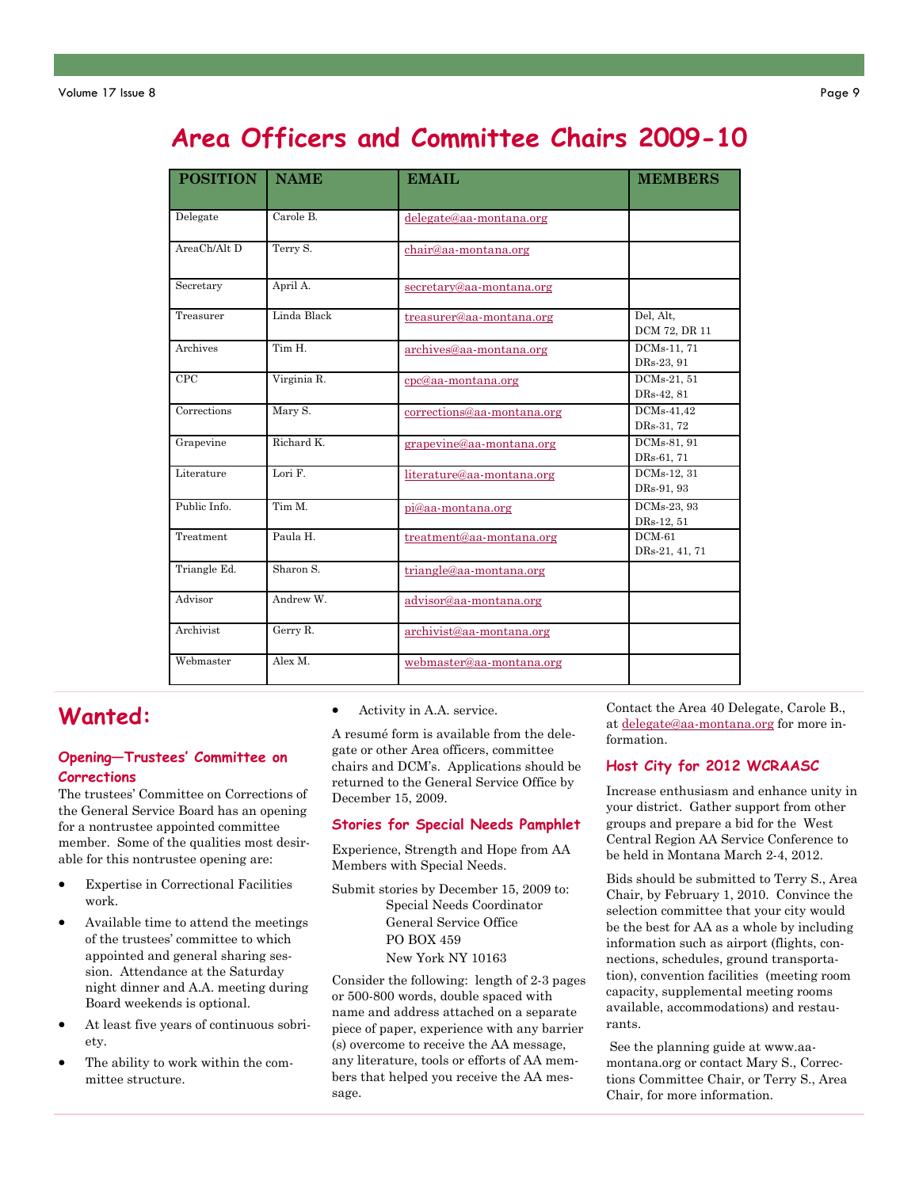# Area Officers and Committee Chairs 2009-10

| POSITION | NAME | EMAIL | MEMBERS |
|---|---|---|---|
| Delegate | Carole B. | delegate@aa-montana.org | |
| AreaCh/Alt D | Terry S. | chair@aa-montana.org | |
| Secretary | April A. | secretary@aa-montana.org | |
| Treasurer | Linda Black | treasurer@aa-montana.org | Del, Alt, DCM 72, DR 11 |
| Archives | Tim H. | archives@aa-montana.org | DCMs-11, 71 DRs-23, 91 |
| CPC | Virginia R. | cpc@aa-montana.org | DCMs-21, 51 DRs-42, 81 |
| Corrections | Mary S. | corrections@aa-montana.org | DCMs-41,42 DRs-31, 72 |
| Grapevine | Richard K. | grapevine@aa-montana.org | DCMs-81, 91 DRs-61, 71 |
| Literature | Lori F. | literature@aa-montana.org | DCMs-12, 31 DRs-91, 93 |
| Public Info. | Tim M. | pi@aa-montana.org | DCMs-23, 93 DRs-12, 51 |
| Treatment | Paula H. | treatment@aa-montana.org | DCM-61 DRs-21, 41, 71 |
| Triangle Ed. | Sharon S. | triangle@aa-montana.org | |
| Advisor | Andrew W. | advisor@aa-montana.org | |
| Archivist | Gerry R. | archivist@aa-montana.org | |
| Webmaster | Alex M. | webmaster@aa-montana.org | |

# Wanted:

### Opening—Trustees' Committee on Corrections

The trustees' Committee on Corrections of the General Service Board has an opening for a nontrustee appointed committee member. Some of the qualities most desirable for this nontrustee opening are:

- Expertise in Correctional Facilities work.
- Available time to attend the meetings of the trustees' committee to which appointed and general sharing session. Attendance at the Saturday night dinner and A.A. meeting during Board weekends is optional.
- At least five years of continuous sobriety.
- The ability to work within the committee structure.
- Activity in A.A. service.

A resumé form is available from the delegate or other Area officers, committee chairs and DCM's. Applications should be returned to the General Service Office by December 15, 2009.

Contact the Area 40 Delegate, Carole B., at delegate@aa-montana.org for more information.

### Stories for Special Needs Pamphlet

Experience, Strength and Hope from AA Members with Special Needs.

Submit stories by December 15, 2009 to:
Special Needs Coordinator
General Service Office
PO BOX 459
New York NY 10163

Consider the following: length of 2-3 pages or 500-800 words, double spaced with name and address attached on a separate piece of paper, experience with any barrier (s) overcome to receive the AA message, any literature, tools or efforts of AA members that helped you receive the AA message.

### Host City for 2012 WCRAASC

Increase enthusiasm and enhance unity in your district. Gather support from other groups and prepare a bid for the West Central Region AA Service Conference to be held in Montana March 2-4, 2012.

Bids should be submitted to Terry S., Area Chair, by February 1, 2010. Convince the selection committee that your city would be the best for AA as a whole by including information such as airport (flights, connections, schedules, ground transportation), convention facilities (meeting room capacity, supplemental meeting rooms available, accommodations) and restaurants.

See the planning guide at www.aa-montana.org or contact Mary S., Corrections Committee Chair, or Terry S., Area Chair, for more information.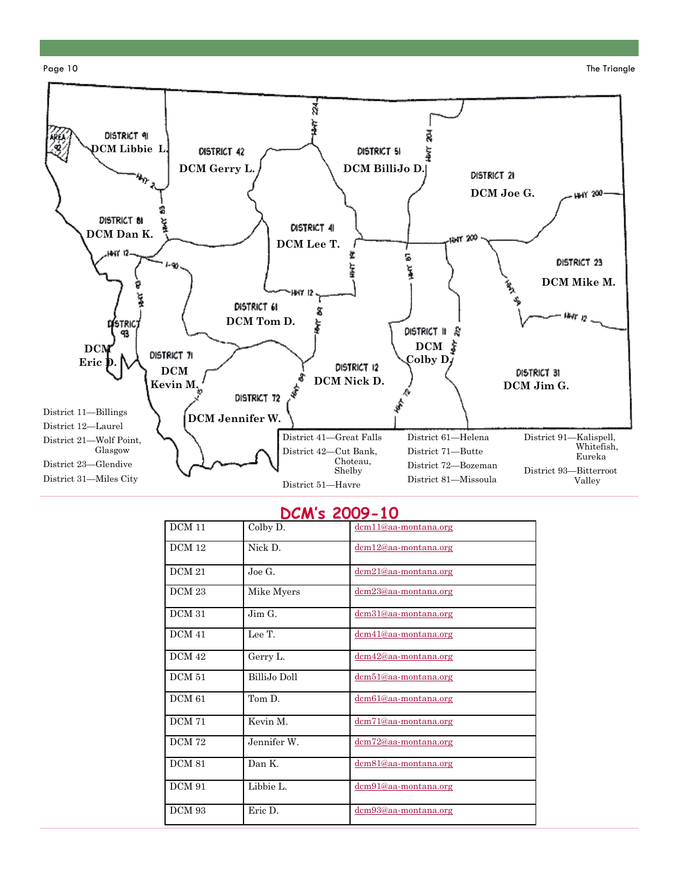DISTRICT 91 DCM Libbie L.

DISTRICT 42 DCM Gerry L.

DISTRICT 51 DCM BilliJo D.

DISTRICT 21 DCM Joe G.

DISTRICT 81 DCM Dan K.

DISTRICT 41 DCM Lee T.

DISTRICT 23 DCM Mike M.

DISTRICT 61 DCM Tom D.

DISTRICT 93 DCM Eric D.

DISTRICT 71 DCM Kevin M.

DISTRICT 11 DCM Colby D.

DISTRICT 12 DCM Nick D.

DISTRICT 31 DCM Jim G.

DISTRICT 72 DCM Jennifer W.

District 11—Billings
District 12—Laurel
District 21—Wolf Point, Glasgow
District 23—Glendive
District 31—Miles City

District 41—Great Falls
District 42—Cut Bank, Choteau, Shelby
District 51—Havre

District 61—Helena
District 71—Butte
District 72—Bozeman
District 81—Missoula

District 91—Kalispell, Whitefish, Eureka
District 93—Bitterroot Valley

## DCM's 2009-10

| | | |
|---|---|---|
| DCM 11 | Colby D. | dcm11@aa-montana.org |
| DCM 12 | Nick D. | dcm12@aa-montana.org |
| DCM 21 | Joe G. | dcm21@aa-montana.org |
| DCM 23 | Mike Myers | dcm23@aa-montana.org |
| DCM 31 | Jim G. | dcm31@aa-montana.org |
| DCM 41 | Lee T. | dcm41@aa-montana.org |
| DCM 42 | Gerry L. | dcm42@aa-montana.org |
| DCM 51 | BilliJo Doll | dcm51@aa-montana.org |
| DCM 61 | Tom D. | dcm61@aa-montana.org |
| DCM 71 | Kevin M. | dcm71@aa-montana.org |
| DCM 72 | Jennifer W. | dcm72@aa-montana.org |
| DCM 81 | Dan K. | dcm81@aa-montana.org |
| DCM 91 | Libbie L. | dcm91@aa-montana.org |
| DCM 93 | Eric D. | dcm93@aa-montana.org |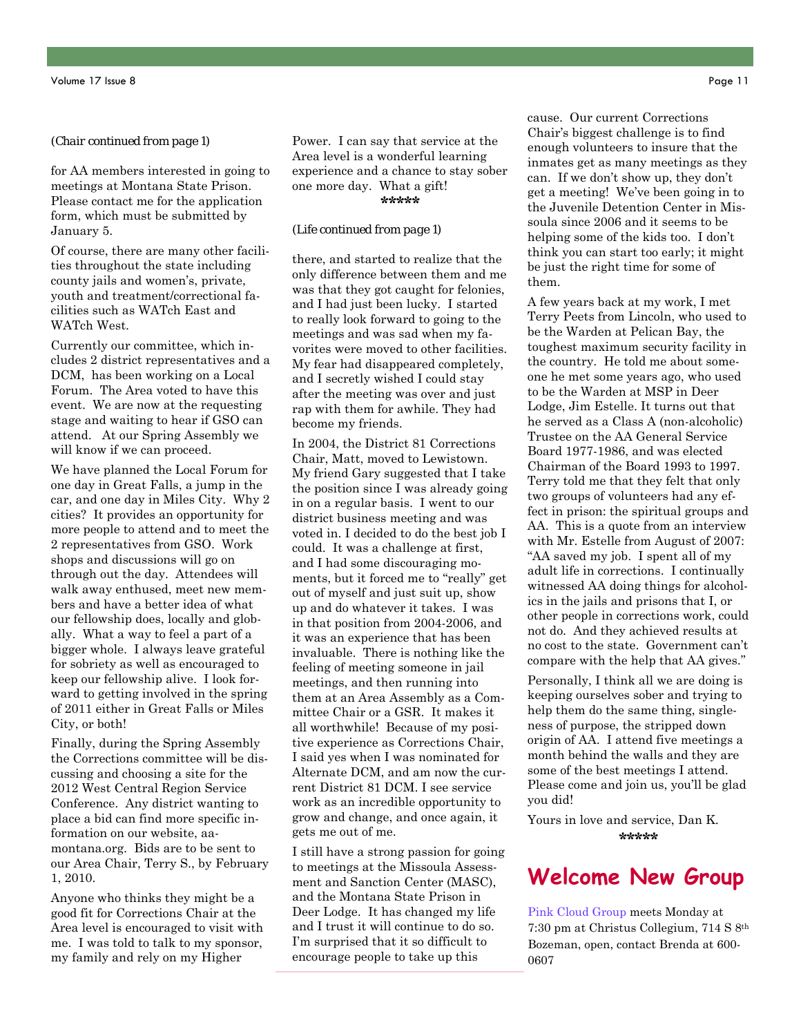*(Chair continued from page 1)*

for AA members interested in going to meetings at Montana State Prison. Please contact me for the application form, which must be submitted by January 5.

Of course, there are many other facilities throughout the state including county jails and women's, private, youth and treatment/correctional facilities such as WATch East and WATch West.

Currently our committee, which includes 2 district representatives and a DCM, has been working on a Local Forum. The Area voted to have this event. We are now at the requesting stage and waiting to hear if GSO can attend. At our Spring Assembly we will know if we can proceed.

We have planned the Local Forum for one day in Great Falls, a jump in the car, and one day in Miles City. Why 2 cities? It provides an opportunity for more people to attend and to meet the 2 representatives from GSO. Work shops and discussions will go on through out the day. Attendees will walk away enthused, meet new members and have a better idea of what our fellowship does, locally and globally. What a way to feel a part of a bigger whole. I always leave grateful for sobriety as well as encouraged to keep our fellowship alive. I look forward to getting involved in the spring of 2011 either in Great Falls or Miles City, or both!

Finally, during the Spring Assembly the Corrections committee will be discussing and choosing a site for the 2012 West Central Region Service Conference. Any district wanting to place a bid can find more specific information on our website, aa-montana.org. Bids are to be sent to our Area Chair, Terry S., by February 1, 2010.

Anyone who thinks they might be a good fit for Corrections Chair at the Area level is encouraged to visit with me. I was told to talk to my sponsor, my family and rely on my Higher Power. I can say that service at the Area level is a wonderful learning experience and a chance to stay sober one more day. What a gift!

*****

*(Life continued from page 1)*

there, and started to realize that the only difference between them and me was that they got caught for felonies, and I had just been lucky. I started to really look forward to going to the meetings and was sad when my favorites were moved to other facilities. My fear had disappeared completely, and I secretly wished I could stay after the meeting was over and just rap with them for awhile. They had become my friends.

In 2004, the District 81 Corrections Chair, Matt, moved to Lewistown. My friend Gary suggested that I take the position since I was already going in on a regular basis. I went to our district business meeting and was voted in. I decided to do the best job I could. It was a challenge at first, and I had some discouraging moments, but it forced me to "really" get out of myself and just suit up, show up and do whatever it takes. I was in that position from 2004-2006, and it was an experience that has been invaluable. There is nothing like the feeling of meeting someone in jail meetings, and then running into them at an Area Assembly as a Committee Chair or a GSR. It makes it all worthwhile! Because of my positive experience as Corrections Chair, I said yes when I was nominated for Alternate DCM, and am now the current District 81 DCM. I see service work as an incredible opportunity to grow and change, and once again, it gets me out of me.

I still have a strong passion for going to meetings at the Missoula Assessment and Sanction Center (MASC), and the Montana State Prison in Deer Lodge. It has changed my life and I trust it will continue to do so. I'm surprised that it so difficult to encourage people to take up this cause. Our current Corrections Chair's biggest challenge is to find enough volunteers to insure that the inmates get as many meetings as they can. If we don't show up, they don't get a meeting! We've been going in to the Juvenile Detention Center in Missoula since 2006 and it seems to be helping some of the kids too. I don't think you can start too early; it might be just the right time for some of them.

A few years back at my work, I met Terry Peets from Lincoln, who used to be the Warden at Pelican Bay, the toughest maximum security facility in the country. He told me about someone he met some years ago, who used to be the Warden at MSP in Deer Lodge, Jim Estelle. It turns out that he served as a Class A (non-alcoholic) Trustee on the AA General Service Board 1977-1986, and was elected Chairman of the Board 1993 to 1997. Terry told me that they felt that only two groups of volunteers had any effect in prison: the spiritual groups and AA. This is a quote from an interview with Mr. Estelle from August of 2007: "AA saved my job. I spent all of my adult life in corrections. I continually witnessed AA doing things for alcoholics in the jails and prisons that I, or other people in corrections work, could not do. And they achieved results at no cost to the state. Government can't compare with the help that AA gives."

Personally, I think all we are doing is keeping ourselves sober and trying to help them do the same thing, singleness of purpose, the stripped down origin of AA. I attend five meetings a month behind the walls and they are some of the best meetings I attend. Please come and join us, you'll be glad you did!

Yours in love and service, Dan K.

*****

# Welcome New Group

Pink Cloud Group meets Monday at 7:30 pm at Christus Collegium, 714 S 8th Bozeman, open, contact Brenda at 600-0607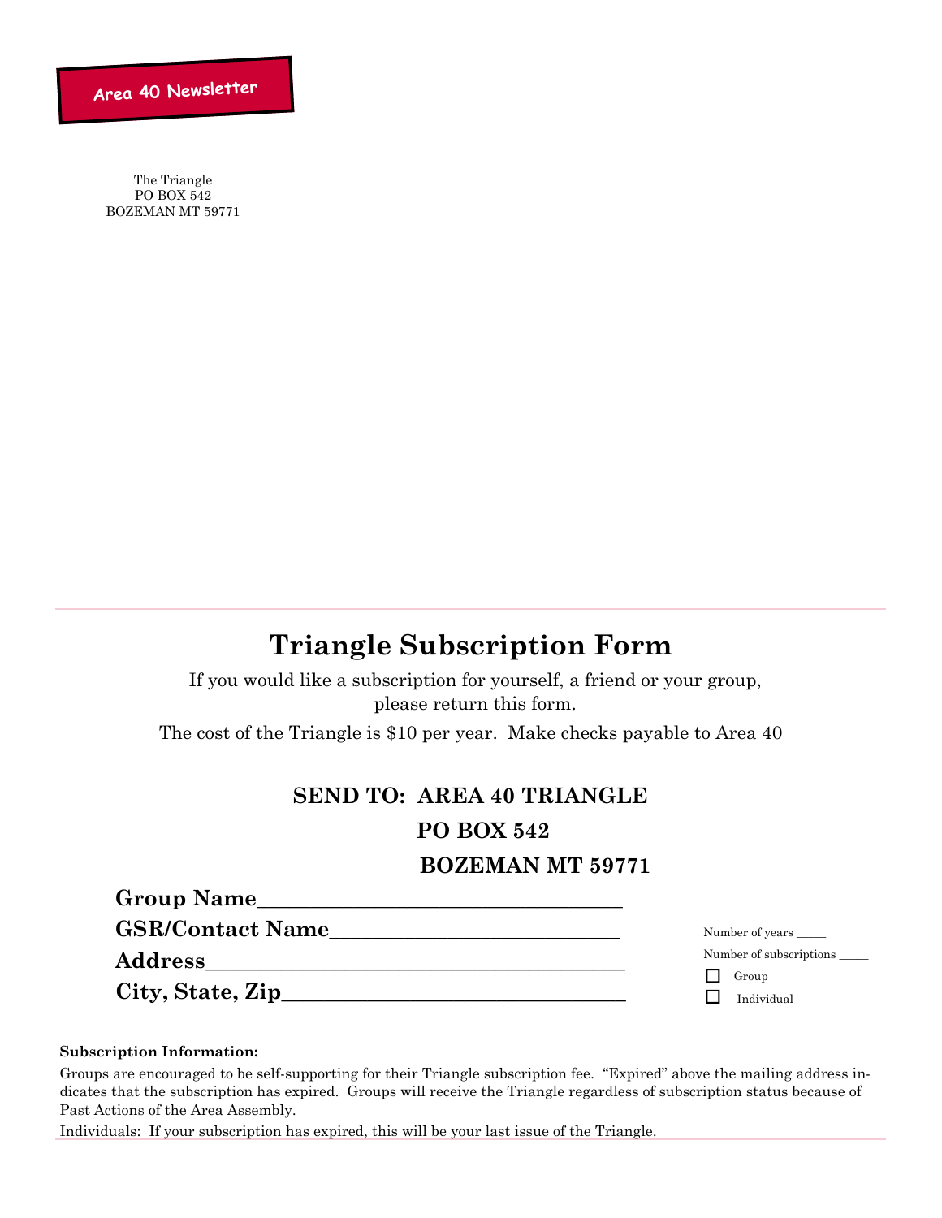Area 40 Newsletter

The Triangle
PO BOX 542
BOZEMAN MT 59771

# Triangle Subscription Form

If you would like a subscription for yourself, a friend or your group, please return this form.

The cost of the Triangle is $10 per year. Make checks payable to Area 40

**SEND TO: AREA 40 TRIANGLE**
**PO BOX 542**
**BOZEMAN MT 59771**

**Group Name**_______________________________

**GSR/Contact Name**_________________________

**Address**___________________________________

**City, State, Zip**____________________________

Number of years _____

Number of subscriptions _____

☐ Group

☐ Individual

**Subscription Information:**

Groups are encouraged to be self-supporting for their Triangle subscription fee. "Expired" above the mailing address indicates that the subscription has expired. Groups will receive the Triangle regardless of subscription status because of Past Actions of the Area Assembly.

Individuals: If your subscription has expired, this will be your last issue of the Triangle.